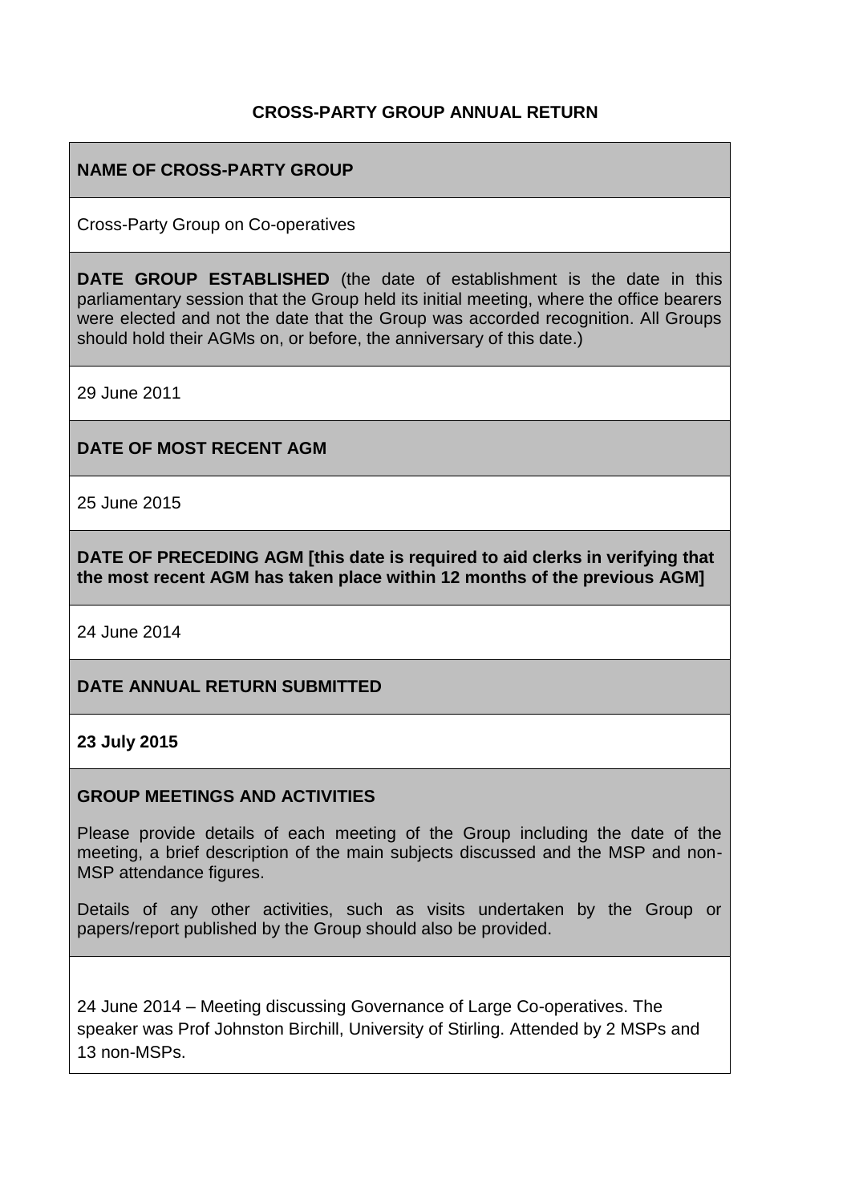# CROSS-PARTY GROUP ANNUAL RETURN

**NAME OF CROSS-PARTY GROUP**

Cross-Party Group on Co-operatives

**DATE GROUP ESTABLISHED** (the date of establishment is the date in this parliamentary session that the Group held its initial meeting, where the office bearers were elected and not the date that the Group was accorded recognition. All Groups should hold their AGMs on, or before, the anniversary of this date.)

29 June 2011

**DATE OF MOST RECENT AGM**

25 June 2015

**DATE OF PRECEDING AGM [this date is required to aid clerks in verifying that the most recent AGM has taken place within 12 months of the previous AGM]**

24 June 2014

**DATE ANNUAL RETURN SUBMITTED**

**23 July 2015**

**GROUP MEETINGS AND ACTIVITIES**

Please provide details of each meeting of the Group including the date of the meeting, a brief description of the main subjects discussed and the MSP and non-MSP attendance figures.

Details of any other activities, such as visits undertaken by the Group or papers/report published by the Group should also be provided.

24 June 2014 – Meeting discussing Governance of Large Co-operatives. The speaker was Prof Johnston Birchill, University of Stirling. Attended by 2 MSPs and 13 non-MSPs.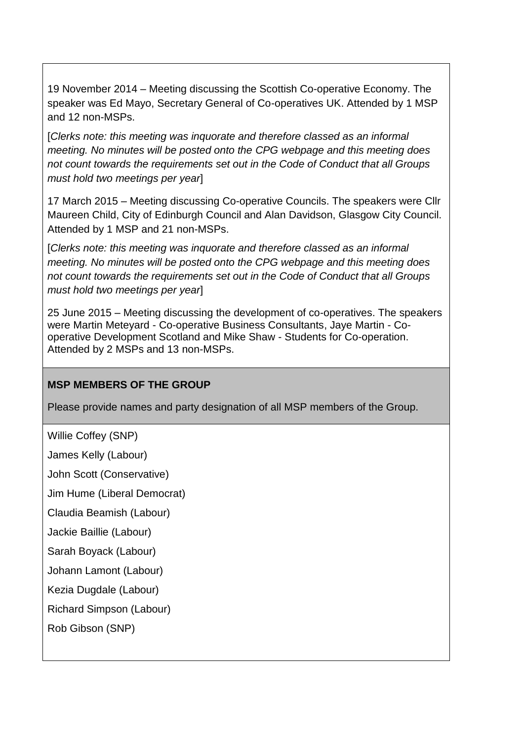19 November 2014 – Meeting discussing the Scottish Co-operative Economy. The speaker was Ed Mayo, Secretary General of Co-operatives UK. Attended by 1 MSP and 12 non-MSPs.

[*Clerks note: this meeting was inquorate and therefore classed as an informal meeting. No minutes will be posted onto the CPG webpage and this meeting does not count towards the requirements set out in the Code of Conduct that all Groups must hold two meetings per year*]

17 March 2015 – Meeting discussing Co-operative Councils. The speakers were Cllr Maureen Child, City of Edinburgh Council and Alan Davidson, Glasgow City Council. Attended by 1 MSP and 21 non-MSPs.

[*Clerks note: this meeting was inquorate and therefore classed as an informal meeting. No minutes will be posted onto the CPG webpage and this meeting does not count towards the requirements set out in the Code of Conduct that all Groups must hold two meetings per year*]

25 June 2015 – Meeting discussing the development of co-operatives. The speakers were Martin Meteyard - Co-operative Business Consultants, Jaye Martin - Co-operative Development Scotland and Mike Shaw - Students for Co-operation. Attended by 2 MSPs and 13 non-MSPs.

**MSP MEMBERS OF THE GROUP**

Please provide names and party designation of all MSP members of the Group.

Willie Coffey (SNP)

James Kelly (Labour)

John Scott (Conservative)

Jim Hume (Liberal Democrat)

Claudia Beamish (Labour)

Jackie Baillie (Labour)

Sarah Boyack (Labour)

Johann Lamont (Labour)

Kezia Dugdale (Labour)

Richard Simpson (Labour)

Rob Gibson (SNP)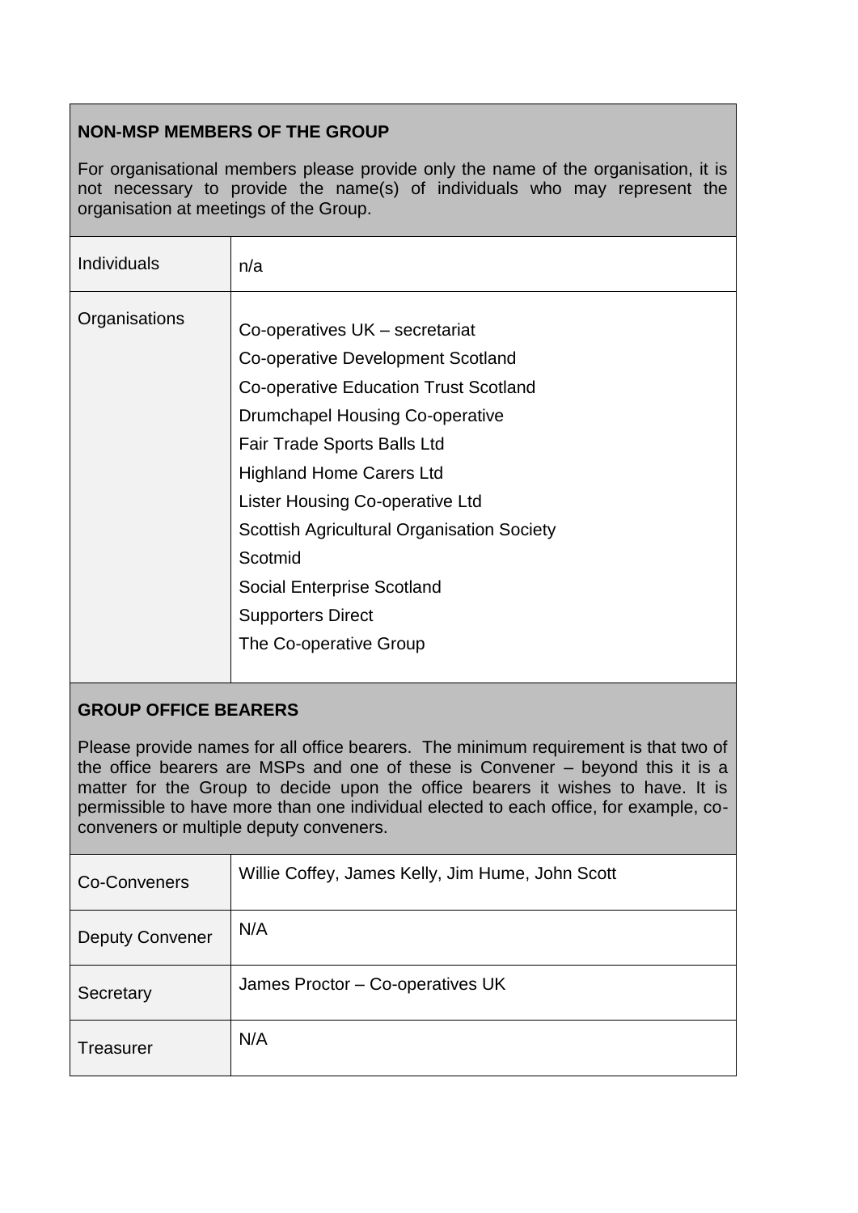## NON-MSP MEMBERS OF THE GROUP

For organisational members please provide only the name of the organisation, it is not necessary to provide the name(s) of individuals who may represent the organisation at meetings of the Group.

| | |
|---|---|
| Individuals | n/a |
| Organisations | Co-operatives UK – secretariat<br>Co-operative Development Scotland<br>Co-operative Education Trust Scotland<br>Drumchapel Housing Co-operative<br>Fair Trade Sports Balls Ltd<br>Highland Home Carers Ltd<br>Lister Housing Co-operative Ltd<br>Scottish Agricultural Organisation Society<br>Scotmid<br>Social Enterprise Scotland<br>Supporters Direct<br>The Co-operative Group |

## GROUP OFFICE BEARERS

Please provide names for all office bearers. The minimum requirement is that two of the office bearers are MSPs and one of these is Convener – beyond this it is a matter for the Group to decide upon the office bearers it wishes to have. It is permissible to have more than one individual elected to each office, for example, co-conveners or multiple deputy conveners.

| | |
|---|---|
| Co-Conveners | Willie Coffey, James Kelly, Jim Hume, John Scott |
| Deputy Convener | N/A |
| Secretary | James Proctor – Co-operatives UK |
| Treasurer | N/A |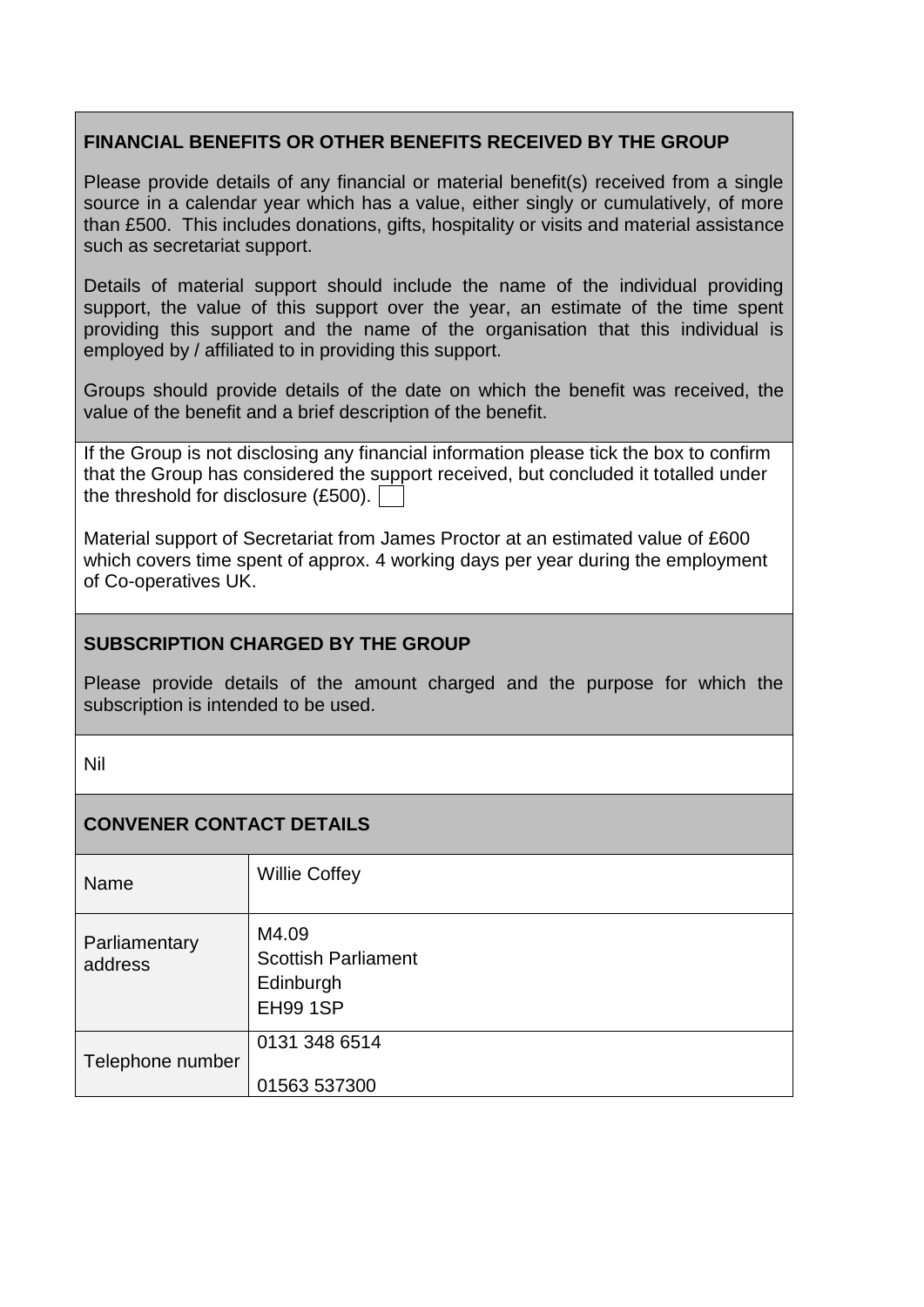### FINANCIAL BENEFITS OR OTHER BENEFITS RECEIVED BY THE GROUP

Please provide details of any financial or material benefit(s) received from a single source in a calendar year which has a value, either singly or cumulatively, of more than £500. This includes donations, gifts, hospitality or visits and material assistance such as secretariat support.

Details of material support should include the name of the individual providing support, the value of this support over the year, an estimate of the time spent providing this support and the name of the organisation that this individual is employed by / affiliated to in providing this support.

Groups should provide details of the date on which the benefit was received, the value of the benefit and a brief description of the benefit.

If the Group is not disclosing any financial information please tick the box to confirm that the Group has considered the support received, but concluded it totalled under the threshold for disclosure (£500). ☐

Material support of Secretariat from James Proctor at an estimated value of £600 which covers time spent of approx. 4 working days per year during the employment of Co-operatives UK.

### SUBSCRIPTION CHARGED BY THE GROUP

Please provide details of the amount charged and the purpose for which the subscription is intended to be used.

Nil

### CONVENER CONTACT DETAILS

| | |
|---|---|
| Name | Willie Coffey |
| Parliamentary address | M4.09<br>Scottish Parliament<br>Edinburgh<br>EH99 1SP |
| Telephone number | 0131 348 6514<br><br>01563 537300 |